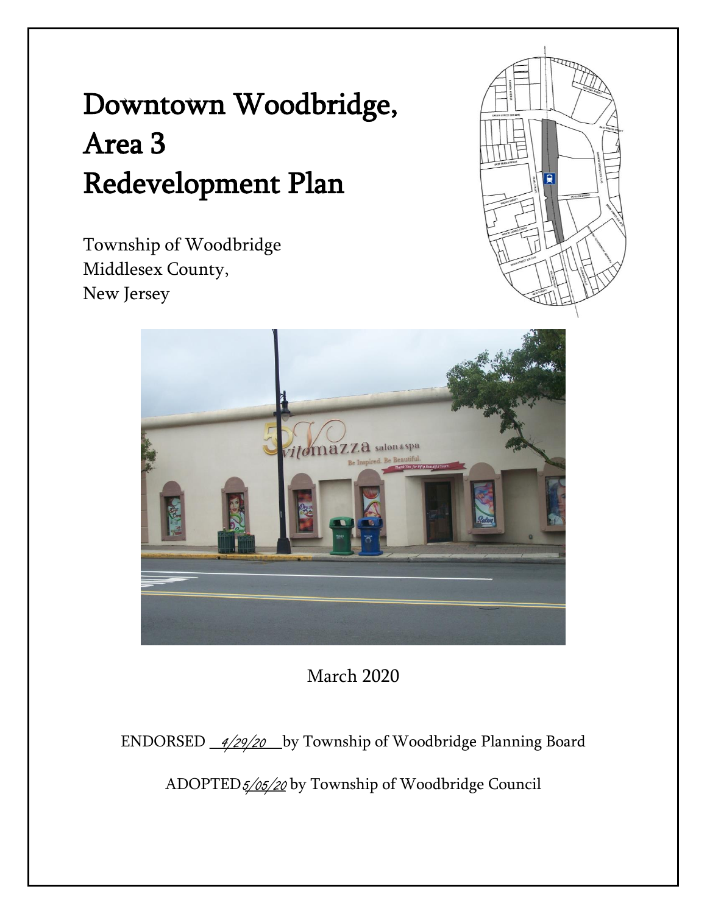# Downtown Woodbridge, Area 3 Redevelopment Plan

Township of Woodbridge
Middlesex County,
New Jersey

March 2020

ENDORSED 4/29/20 by Township of Woodbridge Planning Board

ADOPTED 5/05/20 by Township of Woodbridge Council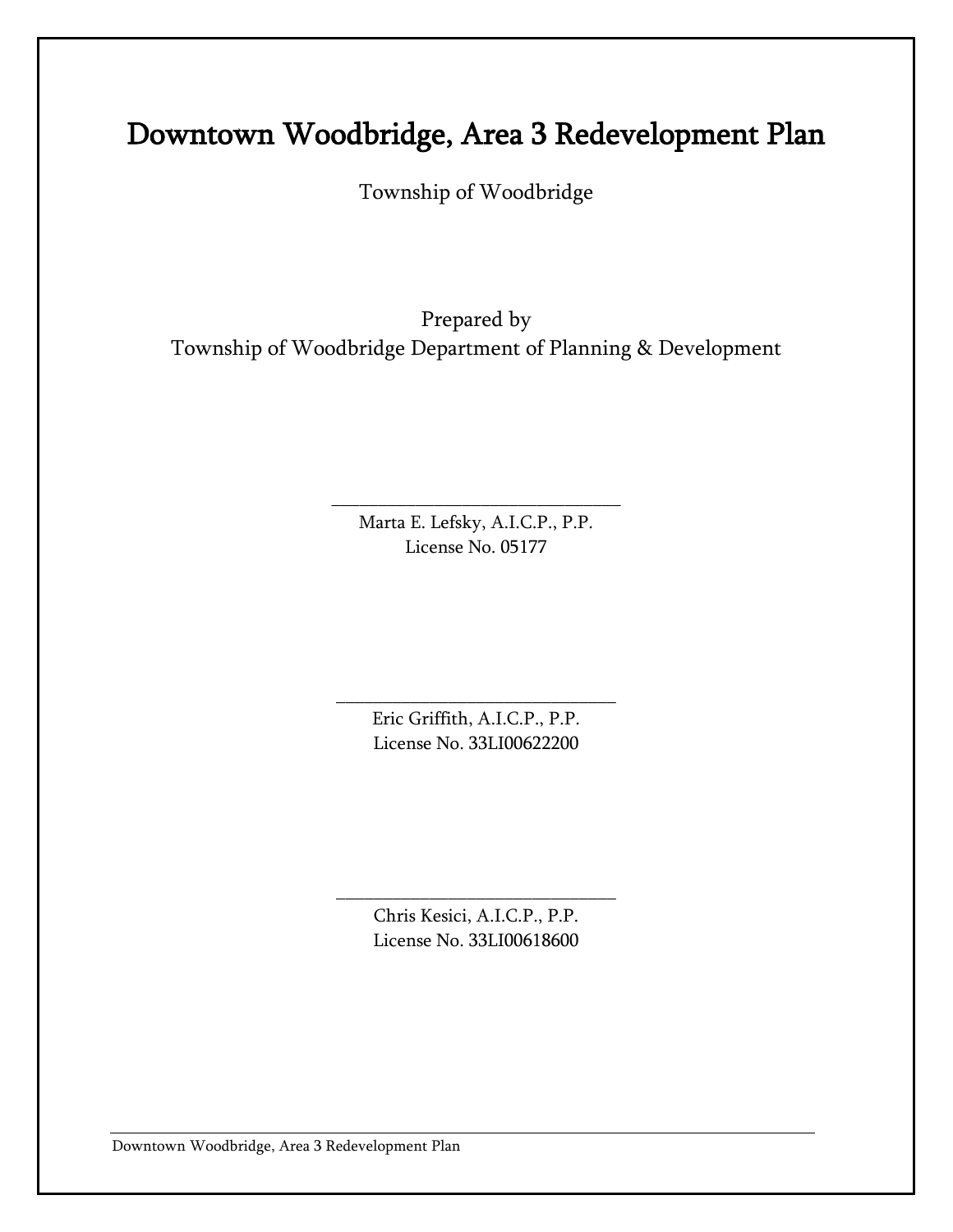# Downtown Woodbridge, Area 3 Redevelopment Plan

Township of Woodbridge

Prepared by
Township of Woodbridge Department of Planning & Development

______________________________
Marta E. Lefsky, A.I.C.P., P.P.
License No. 05177

______________________________
Eric Griffith, A.I.C.P., P.P.
License No. 33LI00622200

______________________________
Chris Kesici, A.I.C.P., P.P.
License No. 33LI00618600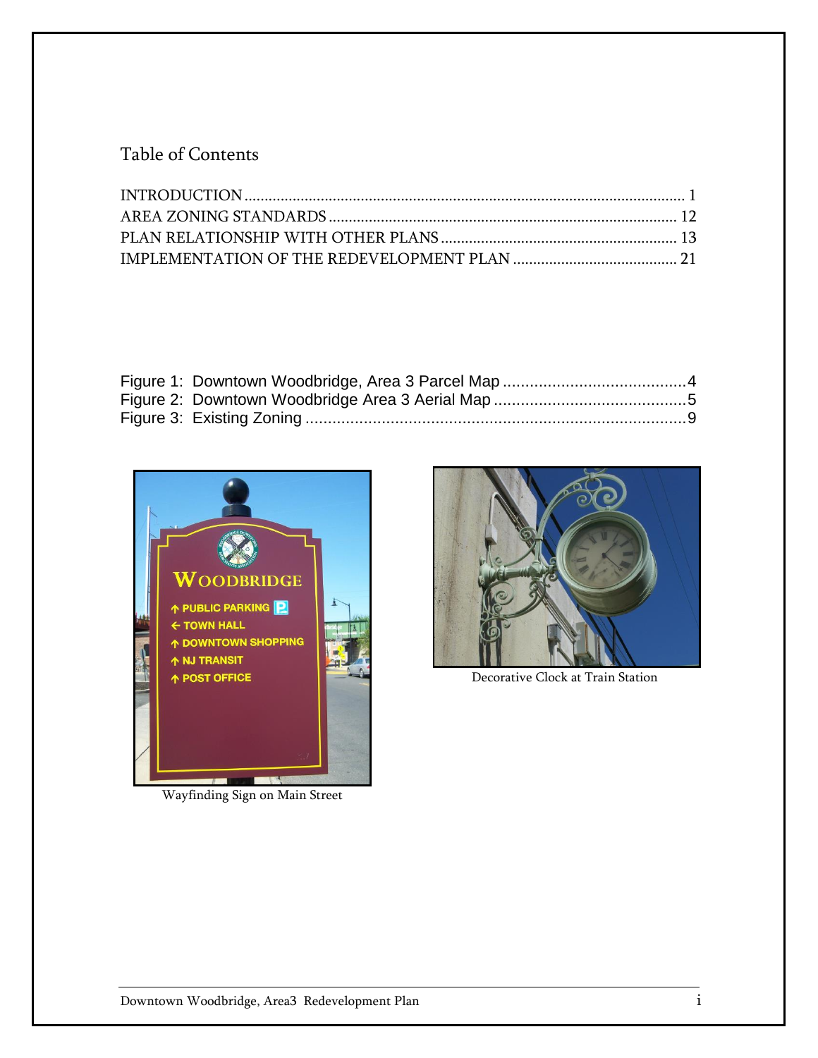## Table of Contents

INTRODUCTION ............................................................................................................. 1
AREA ZONING STANDARDS ..................................................................................... 12
PLAN RELATIONSHIP WITH OTHER PLANS .......................................................... 13
IMPLEMENTATION OF THE REDEVELOPMENT PLAN ......................................... 21

Figure 1: Downtown Woodbridge, Area 3 Parcel Map .........................................4
Figure 2: Downtown Woodbridge Area 3 Aerial Map ...........................................5
Figure 3: Existing Zoning .....................................................................................9

Wayfinding Sign on Main Street

Decorative Clock at Train Station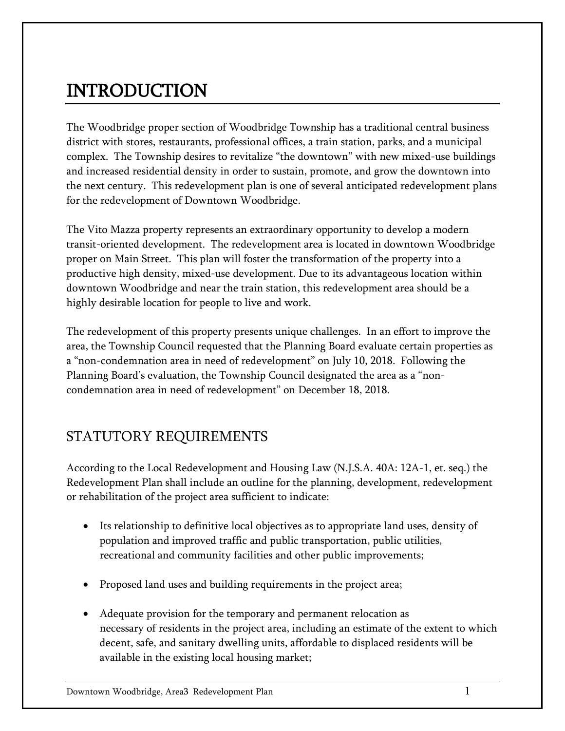# INTRODUCTION

The Woodbridge proper section of Woodbridge Township has a traditional central business district with stores, restaurants, professional offices, a train station, parks, and a municipal complex. The Township desires to revitalize "the downtown" with new mixed-use buildings and increased residential density in order to sustain, promote, and grow the downtown into the next century. This redevelopment plan is one of several anticipated redevelopment plans for the redevelopment of Downtown Woodbridge.

The Vito Mazza property represents an extraordinary opportunity to develop a modern transit-oriented development. The redevelopment area is located in downtown Woodbridge proper on Main Street. This plan will foster the transformation of the property into a productive high density, mixed-use development. Due to its advantageous location within downtown Woodbridge and near the train station, this redevelopment area should be a highly desirable location for people to live and work.

The redevelopment of this property presents unique challenges. In an effort to improve the area, the Township Council requested that the Planning Board evaluate certain properties as a "non-condemnation area in need of redevelopment" on July 10, 2018. Following the Planning Board's evaluation, the Township Council designated the area as a "non-condemnation area in need of redevelopment" on December 18, 2018.

## STATUTORY REQUIREMENTS

According to the Local Redevelopment and Housing Law (N.J.S.A. 40A: 12A-1, et. seq.) the Redevelopment Plan shall include an outline for the planning, development, redevelopment or rehabilitation of the project area sufficient to indicate:

- Its relationship to definitive local objectives as to appropriate land uses, density of population and improved traffic and public transportation, public utilities, recreational and community facilities and other public improvements;
- Proposed land uses and building requirements in the project area;
- Adequate provision for the temporary and permanent relocation as necessary of residents in the project area, including an estimate of the extent to which decent, safe, and sanitary dwelling units, affordable to displaced residents will be available in the existing local housing market;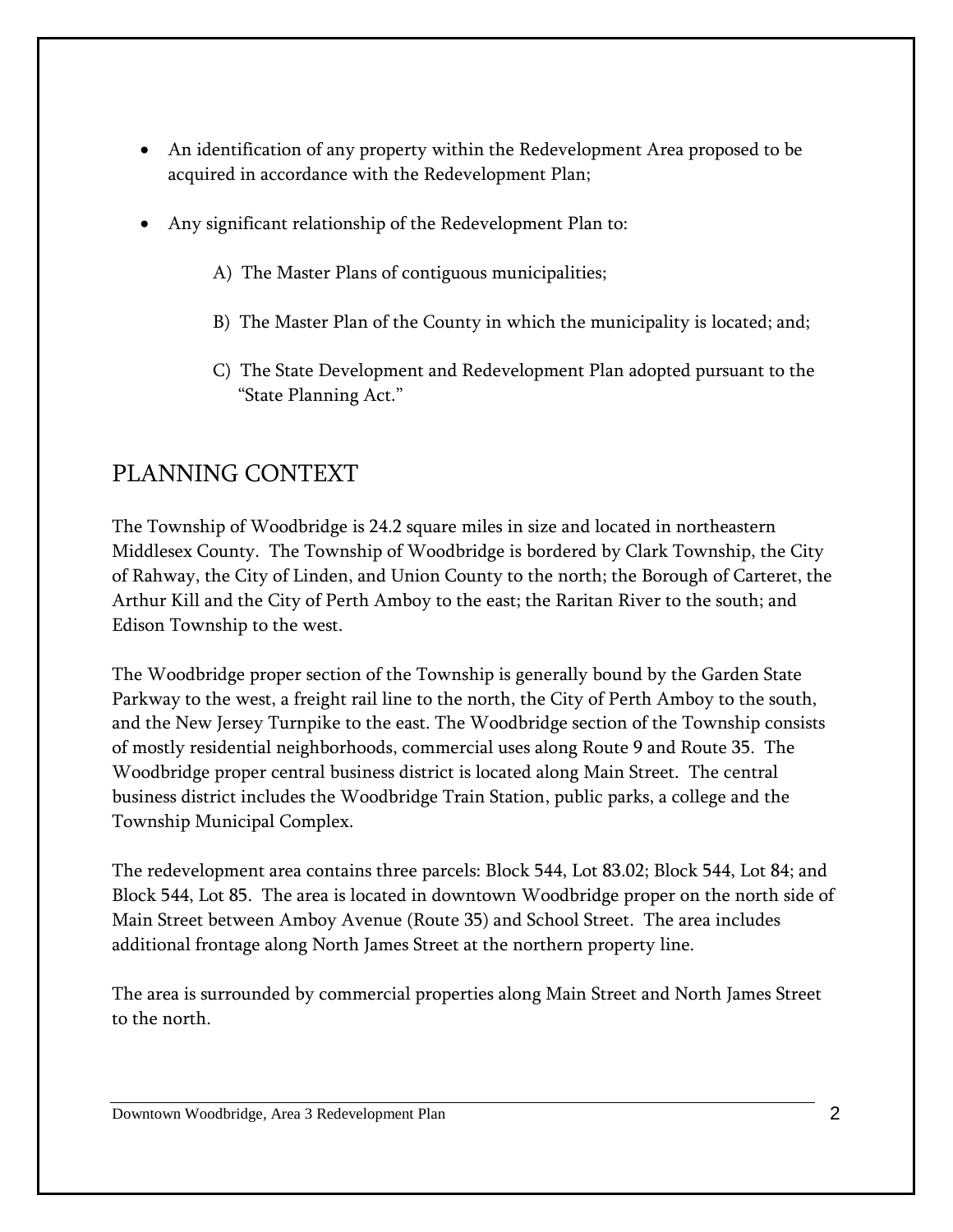- An identification of any property within the Redevelopment Area proposed to be acquired in accordance with the Redevelopment Plan;

- Any significant relationship of the Redevelopment Plan to:

    A) The Master Plans of contiguous municipalities;

    B) The Master Plan of the County in which the municipality is located; and;

    C) The State Development and Redevelopment Plan adopted pursuant to the "State Planning Act."

## PLANNING CONTEXT

The Township of Woodbridge is 24.2 square miles in size and located in northeastern Middlesex County. The Township of Woodbridge is bordered by Clark Township, the City of Rahway, the City of Linden, and Union County to the north; the Borough of Carteret, the Arthur Kill and the City of Perth Amboy to the east; the Raritan River to the south; and Edison Township to the west.

The Woodbridge proper section of the Township is generally bound by the Garden State Parkway to the west, a freight rail line to the north, the City of Perth Amboy to the south, and the New Jersey Turnpike to the east. The Woodbridge section of the Township consists of mostly residential neighborhoods, commercial uses along Route 9 and Route 35. The Woodbridge proper central business district is located along Main Street. The central business district includes the Woodbridge Train Station, public parks, a college and the Township Municipal Complex.

The redevelopment area contains three parcels: Block 544, Lot 83.02; Block 544, Lot 84; and Block 544, Lot 85. The area is located in downtown Woodbridge proper on the north side of Main Street between Amboy Avenue (Route 35) and School Street. The area includes additional frontage along North James Street at the northern property line.

The area is surrounded by commercial properties along Main Street and North James Street to the north.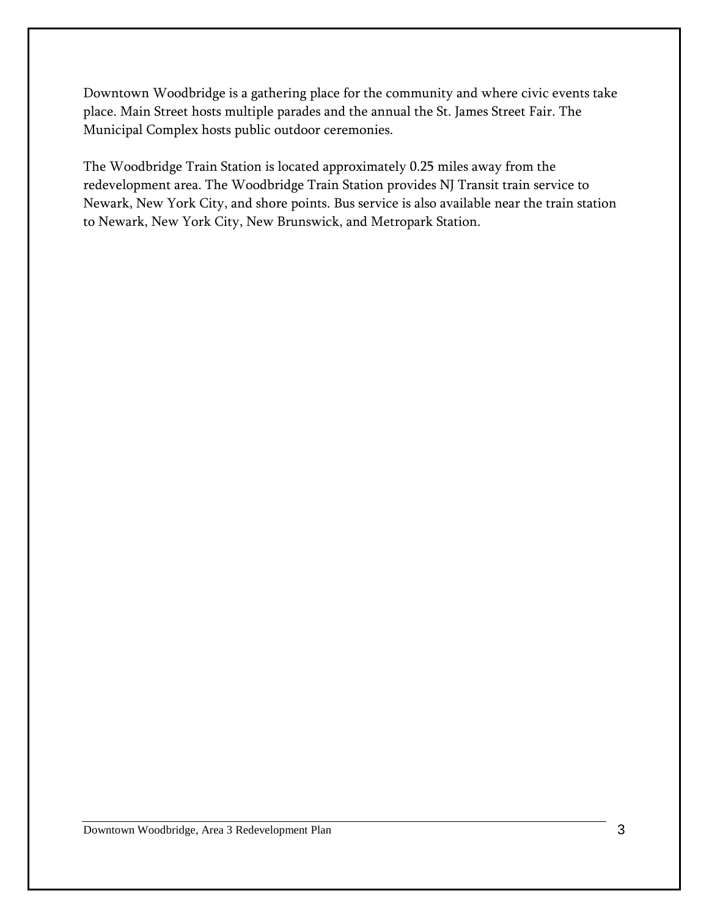Downtown Woodbridge is a gathering place for the community and where civic events take place. Main Street hosts multiple parades and the annual the St. James Street Fair. The Municipal Complex hosts public outdoor ceremonies.

The Woodbridge Train Station is located approximately 0.25 miles away from the redevelopment area. The Woodbridge Train Station provides NJ Transit train service to Newark, New York City, and shore points. Bus service is also available near the train station to Newark, New York City, New Brunswick, and Metropark Station.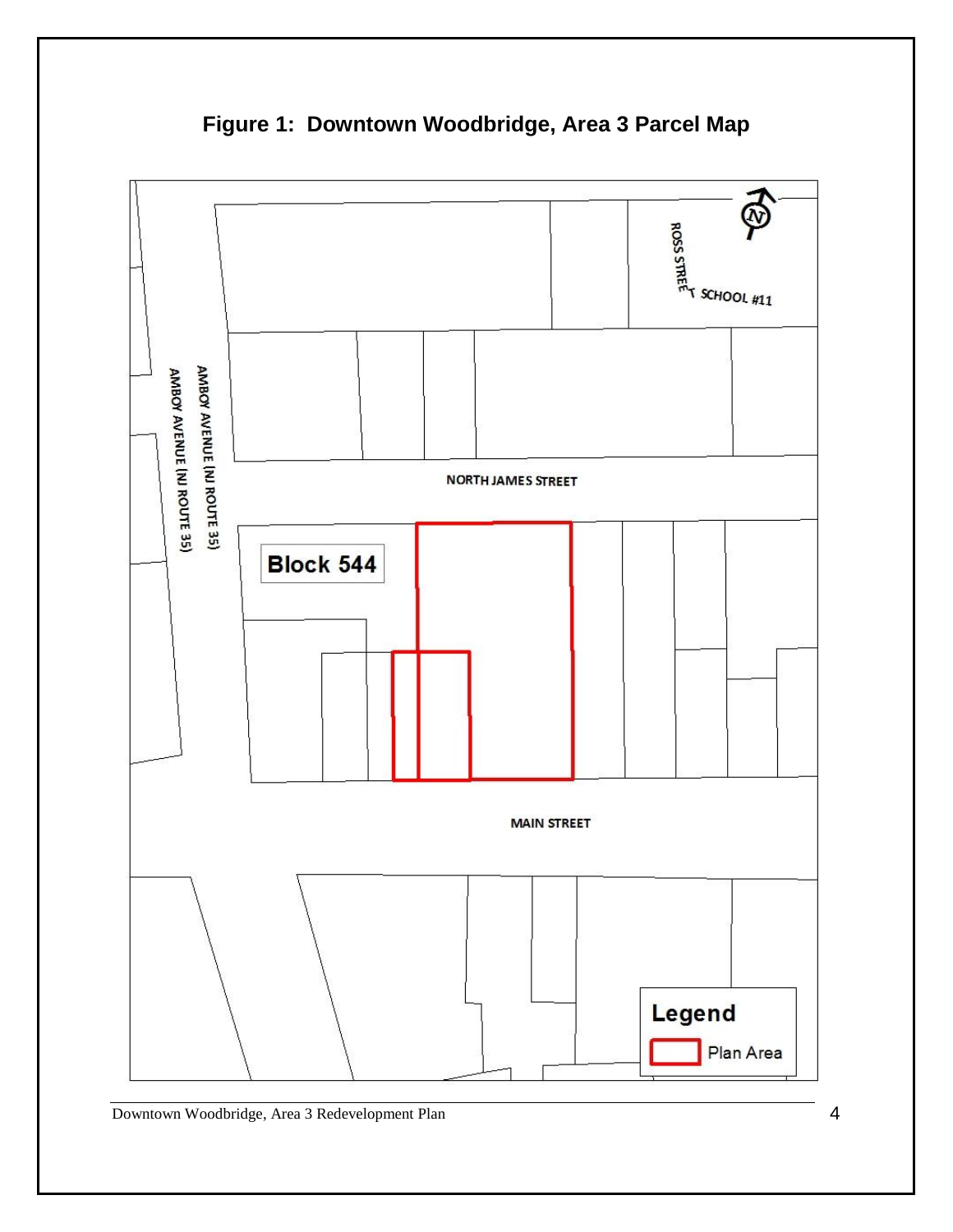**Figure 1: Downtown Woodbridge, Area 3 Parcel Map**

ROSS STREET

SCHOOL #11

AMBOY AVENUE (NJ ROUTE 35)

AMBOY AVENUE (NJ ROUTE 35)

NORTH JAMES STREET

**Block 544**

MAIN STREET

**Legend**

Plan Area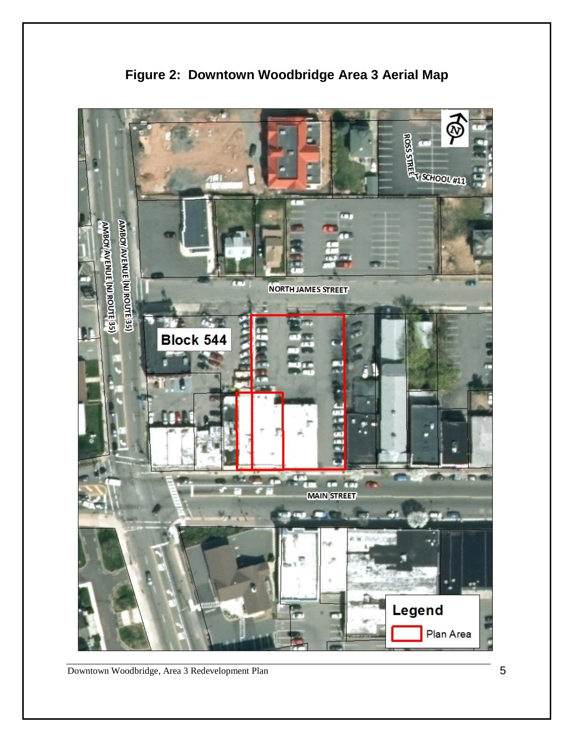**Figure 2: Downtown Woodbridge Area 3 Aerial Map**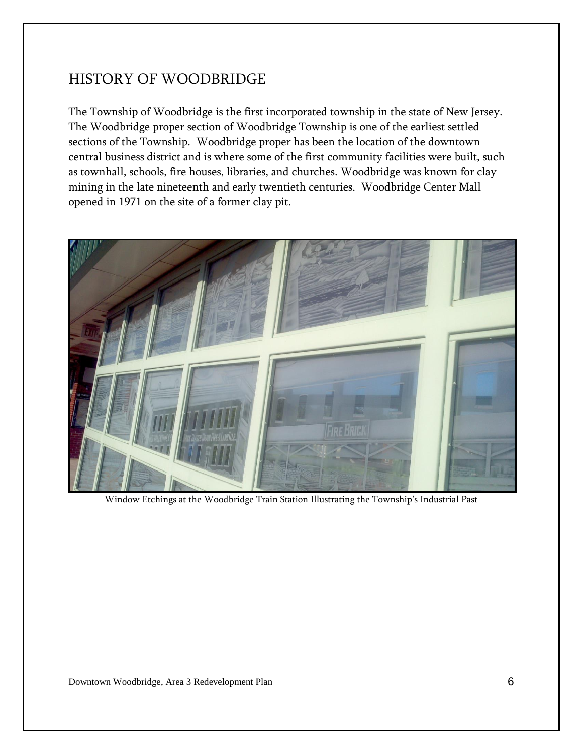## HISTORY OF WOODBRIDGE

The Township of Woodbridge is the first incorporated township in the state of New Jersey. The Woodbridge proper section of Woodbridge Township is one of the earliest settled sections of the Township. Woodbridge proper has been the location of the downtown central business district and is where some of the first community facilities were built, such as townhall, schools, fire houses, libraries, and churches. Woodbridge was known for clay mining in the late nineteenth and early twentieth centuries. Woodbridge Center Mall opened in 1971 on the site of a former clay pit.

Window Etchings at the Woodbridge Train Station Illustrating the Township's Industrial Past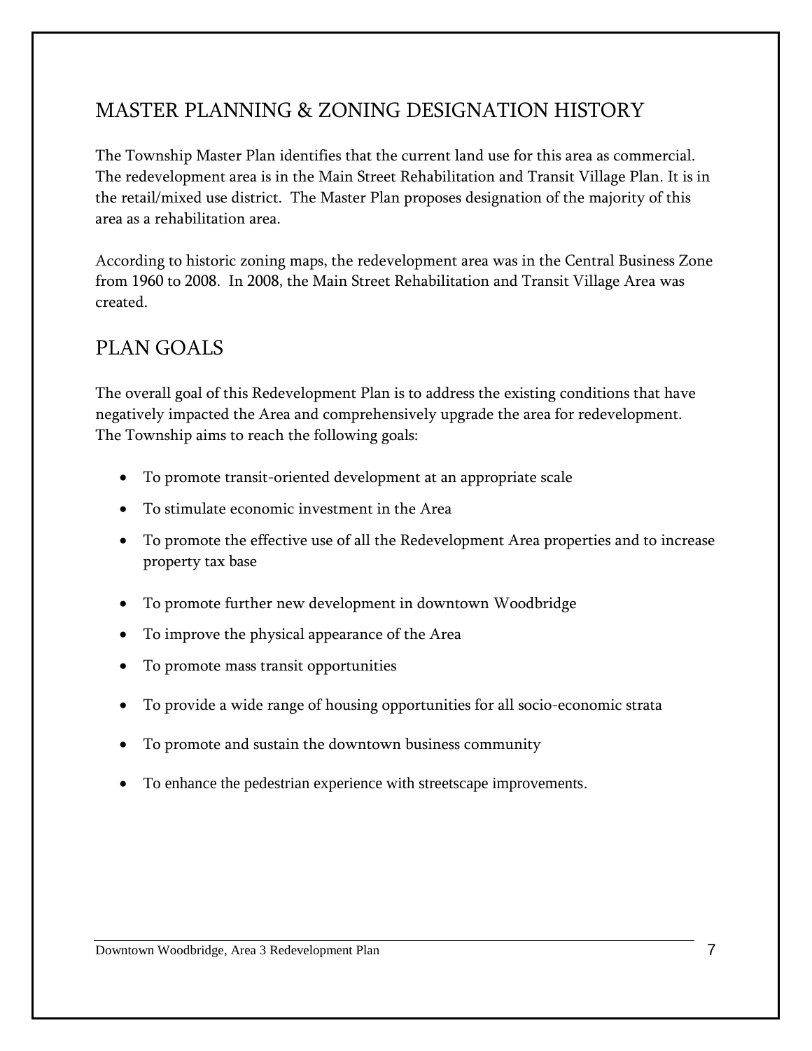## MASTER PLANNING & ZONING DESIGNATION HISTORY

The Township Master Plan identifies that the current land use for this area as commercial. The redevelopment area is in the Main Street Rehabilitation and Transit Village Plan. It is in the retail/mixed use district. The Master Plan proposes designation of the majority of this area as a rehabilitation area.

According to historic zoning maps, the redevelopment area was in the Central Business Zone from 1960 to 2008. In 2008, the Main Street Rehabilitation and Transit Village Area was created.

## PLAN GOALS

The overall goal of this Redevelopment Plan is to address the existing conditions that have negatively impacted the Area and comprehensively upgrade the area for redevelopment. The Township aims to reach the following goals:

- To promote transit-oriented development at an appropriate scale
- To stimulate economic investment in the Area
- To promote the effective use of all the Redevelopment Area properties and to increase property tax base
- To promote further new development in downtown Woodbridge
- To improve the physical appearance of the Area
- To promote mass transit opportunities
- To provide a wide range of housing opportunities for all socio-economic strata
- To promote and sustain the downtown business community
- To enhance the pedestrian experience with streetscape improvements.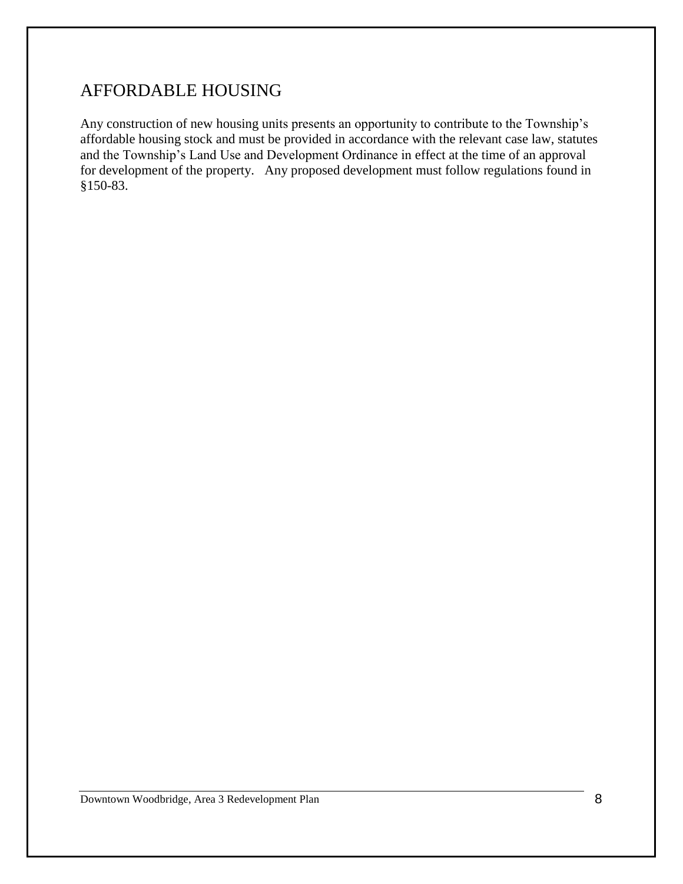## AFFORDABLE HOUSING

Any construction of new housing units presents an opportunity to contribute to the Township's affordable housing stock and must be provided in accordance with the relevant case law, statutes and the Township's Land Use and Development Ordinance in effect at the time of an approval for development of the property. Any proposed development must follow regulations found in §150-83.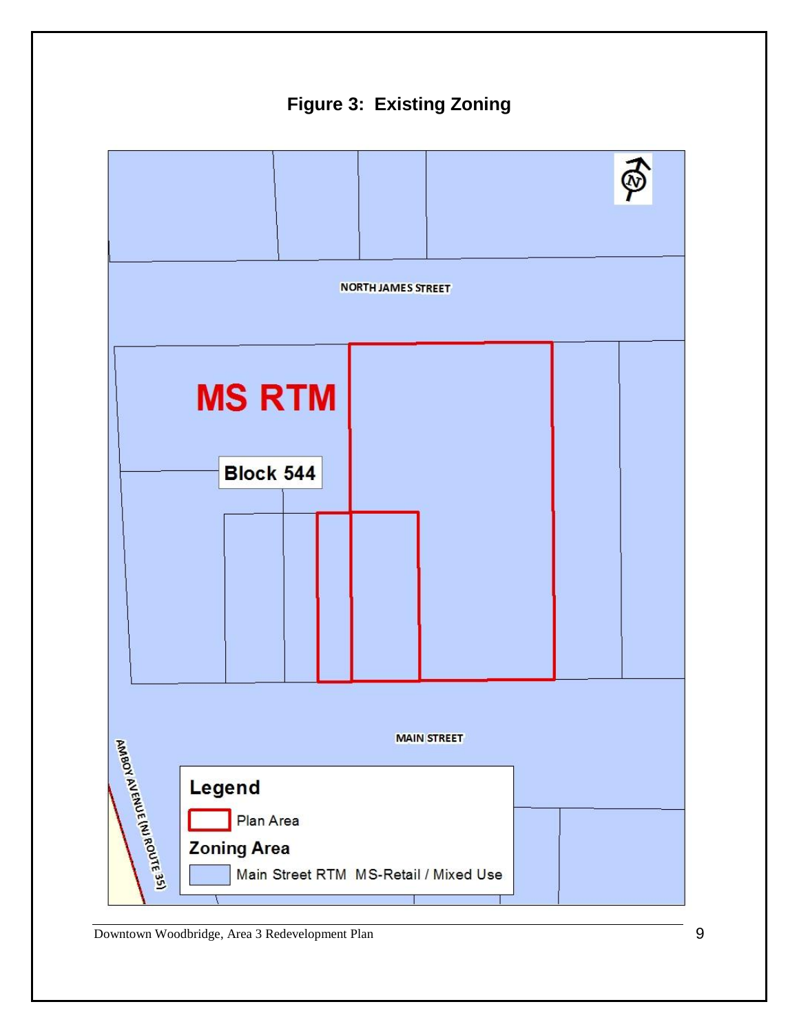# Figure 3: Existing Zoning

NORTH JAMES STREET

MS RTM

Block 544

MAIN STREET

AMBOY AVENUE (NJ ROUTE 35)

**Legend**

Plan Area

**Zoning Area**

Main Street RTM MS-Retail / Mixed Use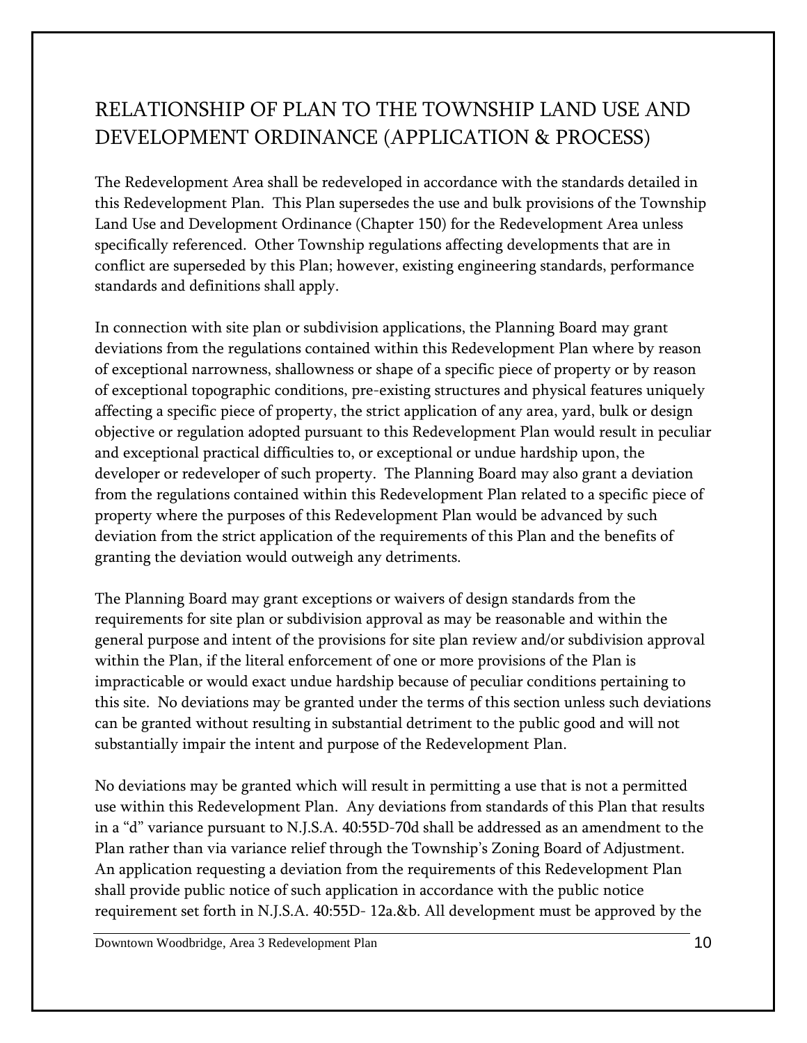## RELATIONSHIP OF PLAN TO THE TOWNSHIP LAND USE AND DEVELOPMENT ORDINANCE (APPLICATION & PROCESS)

The Redevelopment Area shall be redeveloped in accordance with the standards detailed in this Redevelopment Plan. This Plan supersedes the use and bulk provisions of the Township Land Use and Development Ordinance (Chapter 150) for the Redevelopment Area unless specifically referenced. Other Township regulations affecting developments that are in conflict are superseded by this Plan; however, existing engineering standards, performance standards and definitions shall apply.

In connection with site plan or subdivision applications, the Planning Board may grant deviations from the regulations contained within this Redevelopment Plan where by reason of exceptional narrowness, shallowness or shape of a specific piece of property or by reason of exceptional topographic conditions, pre-existing structures and physical features uniquely affecting a specific piece of property, the strict application of any area, yard, bulk or design objective or regulation adopted pursuant to this Redevelopment Plan would result in peculiar and exceptional practical difficulties to, or exceptional or undue hardship upon, the developer or redeveloper of such property. The Planning Board may also grant a deviation from the regulations contained within this Redevelopment Plan related to a specific piece of property where the purposes of this Redevelopment Plan would be advanced by such deviation from the strict application of the requirements of this Plan and the benefits of granting the deviation would outweigh any detriments.

The Planning Board may grant exceptions or waivers of design standards from the requirements for site plan or subdivision approval as may be reasonable and within the general purpose and intent of the provisions for site plan review and/or subdivision approval within the Plan, if the literal enforcement of one or more provisions of the Plan is impracticable or would exact undue hardship because of peculiar conditions pertaining to this site. No deviations may be granted under the terms of this section unless such deviations can be granted without resulting in substantial detriment to the public good and will not substantially impair the intent and purpose of the Redevelopment Plan.

No deviations may be granted which will result in permitting a use that is not a permitted use within this Redevelopment Plan. Any deviations from standards of this Plan that results in a "d" variance pursuant to N.J.S.A. 40:55D-70d shall be addressed as an amendment to the Plan rather than via variance relief through the Township's Zoning Board of Adjustment. An application requesting a deviation from the requirements of this Redevelopment Plan shall provide public notice of such application in accordance with the public notice requirement set forth in N.J.S.A. 40:55D- 12a.&b. All development must be approved by the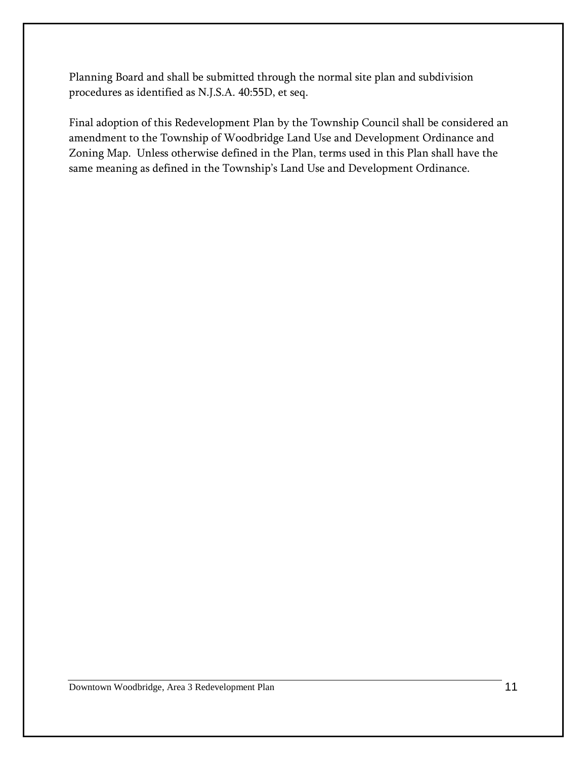Planning Board and shall be submitted through the normal site plan and subdivision procedures as identified as N.J.S.A. 40:55D, et seq.

Final adoption of this Redevelopment Plan by the Township Council shall be considered an amendment to the Township of Woodbridge Land Use and Development Ordinance and Zoning Map. Unless otherwise defined in the Plan, terms used in this Plan shall have the same meaning as defined in the Township's Land Use and Development Ordinance.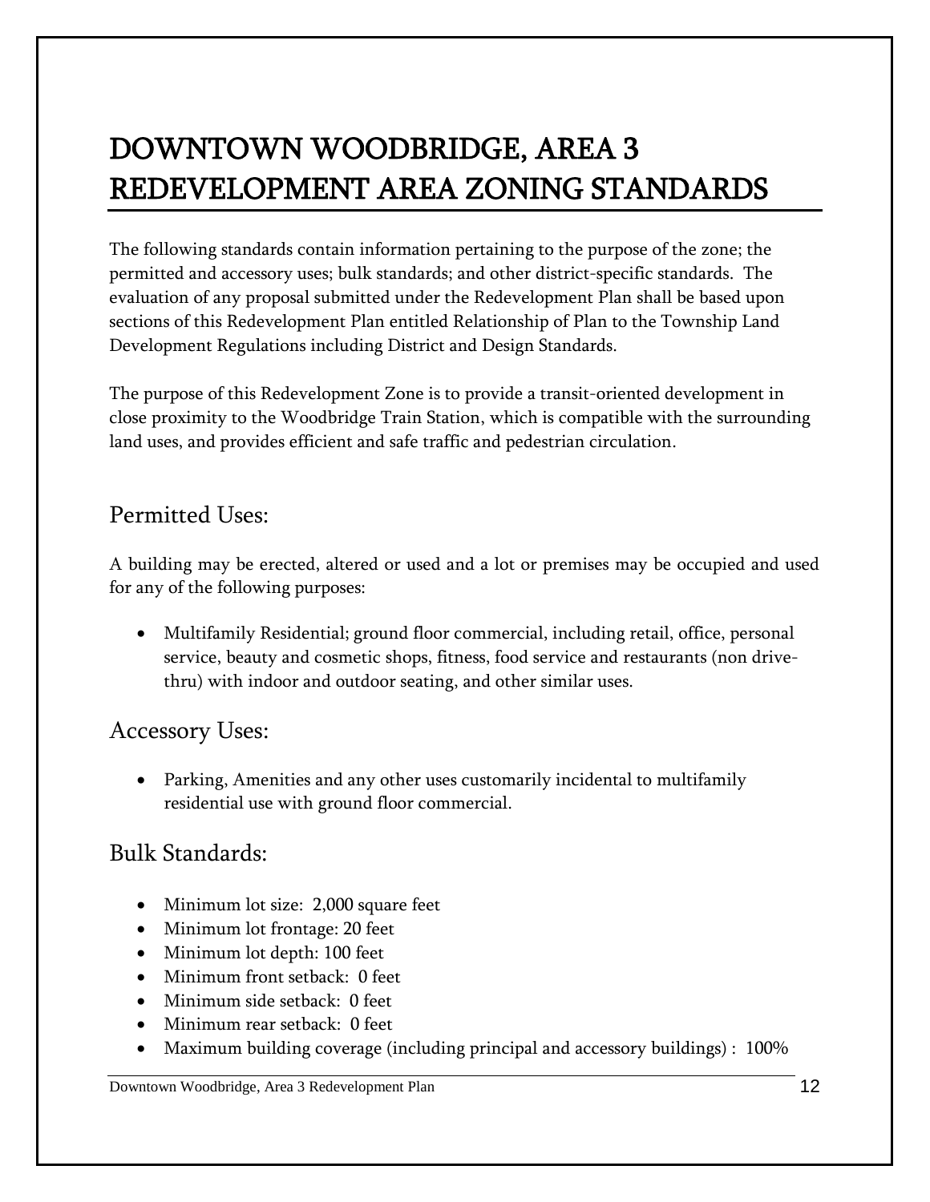# DOWNTOWN WOODBRIDGE, AREA 3 REDEVELOPMENT AREA ZONING STANDARDS

The following standards contain information pertaining to the purpose of the zone; the permitted and accessory uses; bulk standards; and other district-specific standards. The evaluation of any proposal submitted under the Redevelopment Plan shall be based upon sections of this Redevelopment Plan entitled Relationship of Plan to the Township Land Development Regulations including District and Design Standards.

The purpose of this Redevelopment Zone is to provide a transit-oriented development in close proximity to the Woodbridge Train Station, which is compatible with the surrounding land uses, and provides efficient and safe traffic and pedestrian circulation.

## Permitted Uses:

A building may be erected, altered or used and a lot or premises may be occupied and used for any of the following purposes:

- Multifamily Residential; ground floor commercial, including retail, office, personal service, beauty and cosmetic shops, fitness, food service and restaurants (non drive-thru) with indoor and outdoor seating, and other similar uses.

## Accessory Uses:

- Parking, Amenities and any other uses customarily incidental to multifamily residential use with ground floor commercial.

## Bulk Standards:

- Minimum lot size: 2,000 square feet
- Minimum lot frontage: 20 feet
- Minimum lot depth: 100 feet
- Minimum front setback: 0 feet
- Minimum side setback: 0 feet
- Minimum rear setback: 0 feet
- Maximum building coverage (including principal and accessory buildings) : 100%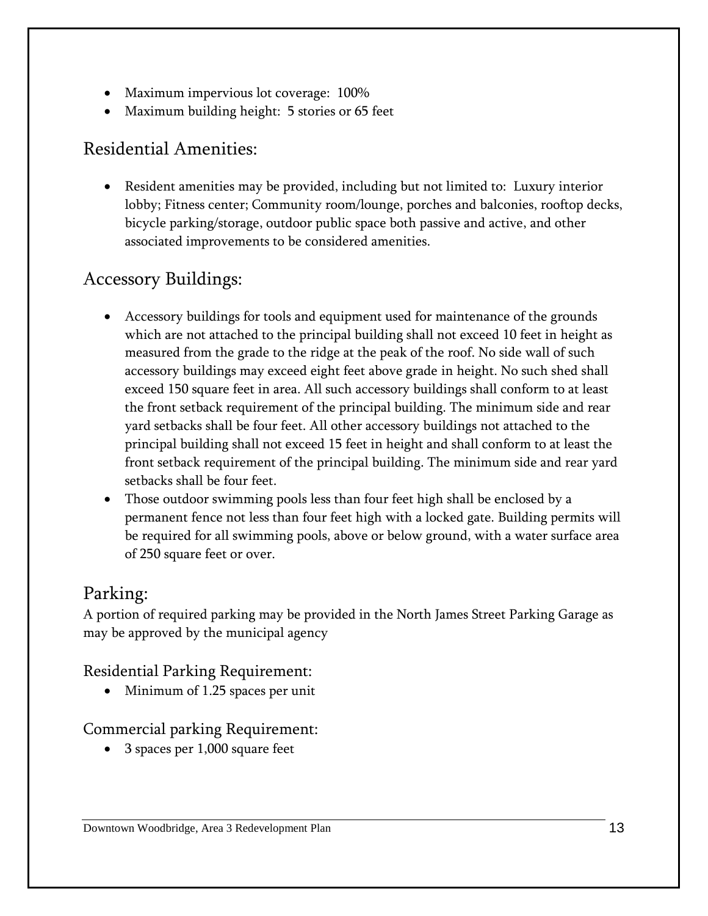- Maximum impervious lot coverage:  100%
- Maximum building height:  5 stories or 65 feet

## Residential Amenities:

- Resident amenities may be provided, including but not limited to:  Luxury interior lobby; Fitness center; Community room/lounge, porches and balconies, rooftop decks, bicycle parking/storage, outdoor public space both passive and active, and other associated improvements to be considered amenities.

## Accessory Buildings:

- Accessory buildings for tools and equipment used for maintenance of the grounds which are not attached to the principal building shall not exceed 10 feet in height as measured from the grade to the ridge at the peak of the roof. No side wall of such accessory buildings may exceed eight feet above grade in height. No such shed shall exceed 150 square feet in area. All such accessory buildings shall conform to at least the front setback requirement of the principal building. The minimum side and rear yard setbacks shall be four feet. All other accessory buildings not attached to the principal building shall not exceed 15 feet in height and shall conform to at least the front setback requirement of the principal building. The minimum side and rear yard setbacks shall be four feet.
- Those outdoor swimming pools less than four feet high shall be enclosed by a permanent fence not less than four feet high with a locked gate. Building permits will be required for all swimming pools, above or below ground, with a water surface area of 250 square feet or over.

## Parking:

A portion of required parking may be provided in the North James Street Parking Garage as may be approved by the municipal agency

### Residential Parking Requirement:

- Minimum of 1.25 spaces per unit

### Commercial parking Requirement:

- 3 spaces per 1,000 square feet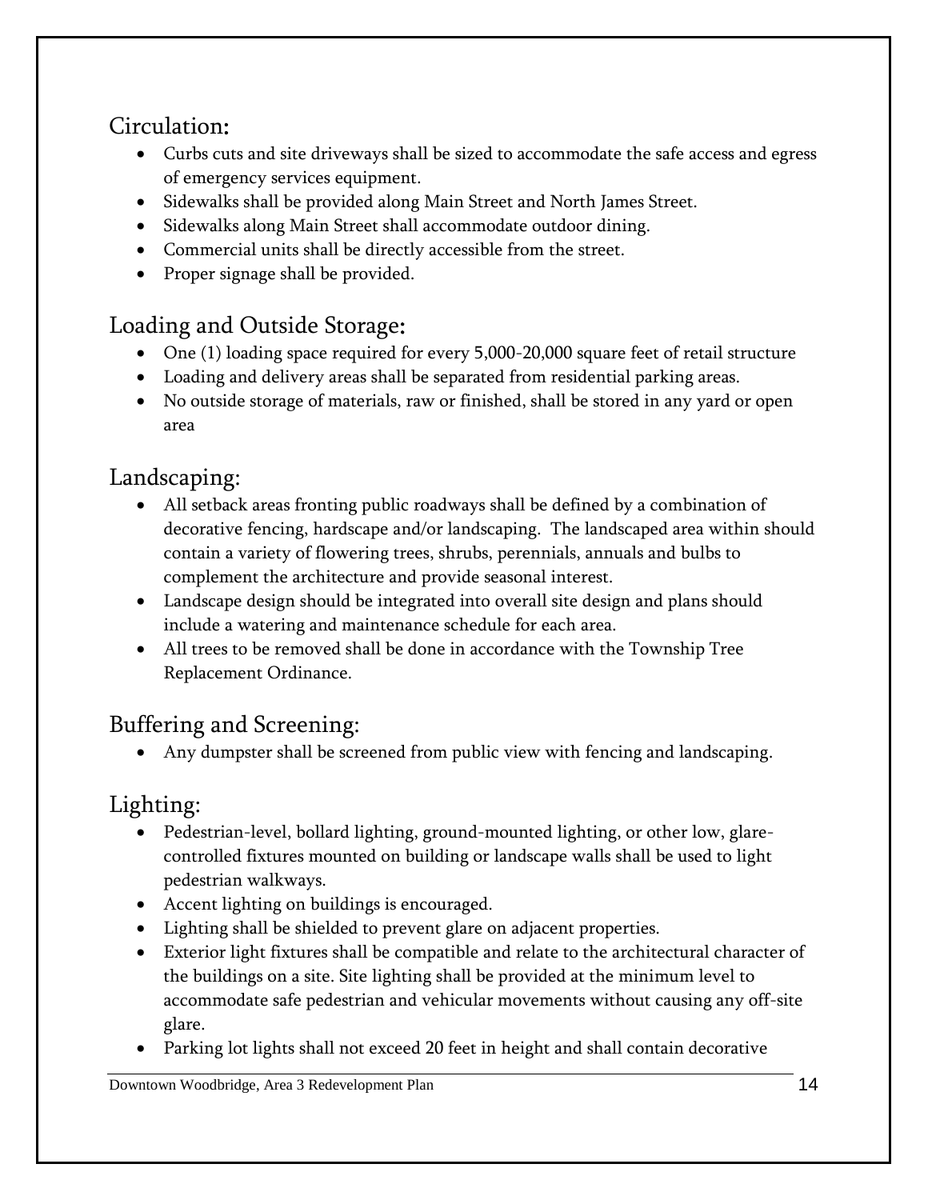## Circulation:

- Curbs cuts and site driveways shall be sized to accommodate the safe access and egress of emergency services equipment.
- Sidewalks shall be provided along Main Street and North James Street.
- Sidewalks along Main Street shall accommodate outdoor dining.
- Commercial units shall be directly accessible from the street.
- Proper signage shall be provided.

## Loading and Outside Storage:

- One (1) loading space required for every 5,000-20,000 square feet of retail structure
- Loading and delivery areas shall be separated from residential parking areas.
- No outside storage of materials, raw or finished, shall be stored in any yard or open area

## Landscaping:

- All setback areas fronting public roadways shall be defined by a combination of decorative fencing, hardscape and/or landscaping. The landscaped area within should contain a variety of flowering trees, shrubs, perennials, annuals and bulbs to complement the architecture and provide seasonal interest.
- Landscape design should be integrated into overall site design and plans should include a watering and maintenance schedule for each area.
- All trees to be removed shall be done in accordance with the Township Tree Replacement Ordinance.

## Buffering and Screening:

- Any dumpster shall be screened from public view with fencing and landscaping.

## Lighting:

- Pedestrian-level, bollard lighting, ground-mounted lighting, or other low, glare-controlled fixtures mounted on building or landscape walls shall be used to light pedestrian walkways.
- Accent lighting on buildings is encouraged.
- Lighting shall be shielded to prevent glare on adjacent properties.
- Exterior light fixtures shall be compatible and relate to the architectural character of the buildings on a site. Site lighting shall be provided at the minimum level to accommodate safe pedestrian and vehicular movements without causing any off-site glare.
- Parking lot lights shall not exceed 20 feet in height and shall contain decorative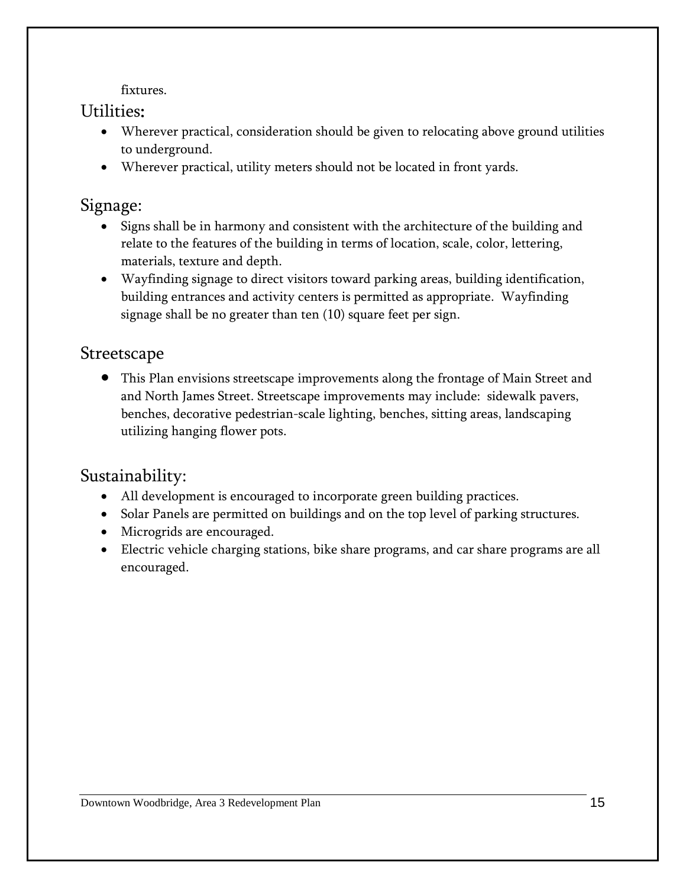fixtures.

## Utilities:

- Wherever practical, consideration should be given to relocating above ground utilities to underground.
- Wherever practical, utility meters should not be located in front yards.

## Signage:

- Signs shall be in harmony and consistent with the architecture of the building and relate to the features of the building in terms of location, scale, color, lettering, materials, texture and depth.
- Wayfinding signage to direct visitors toward parking areas, building identification, building entrances and activity centers is permitted as appropriate. Wayfinding signage shall be no greater than ten (10) square feet per sign.

## Streetscape

- This Plan envisions streetscape improvements along the frontage of Main Street and and North James Street. Streetscape improvements may include: sidewalk pavers, benches, decorative pedestrian-scale lighting, benches, sitting areas, landscaping utilizing hanging flower pots.

## Sustainability:

- All development is encouraged to incorporate green building practices.
- Solar Panels are permitted on buildings and on the top level of parking structures.
- Microgrids are encouraged.
- Electric vehicle charging stations, bike share programs, and car share programs are all encouraged.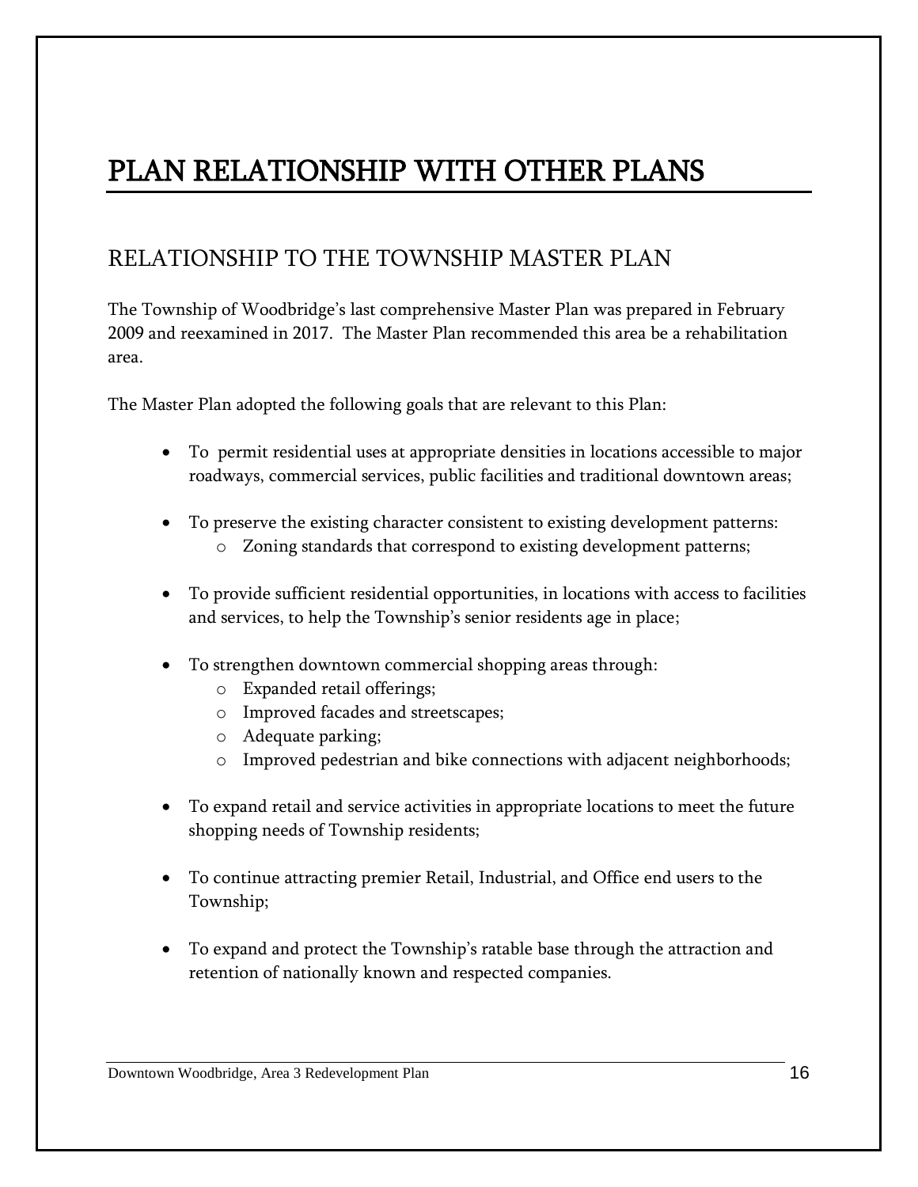# PLAN RELATIONSHIP WITH OTHER PLANS

## RELATIONSHIP TO THE TOWNSHIP MASTER PLAN

The Township of Woodbridge's last comprehensive Master Plan was prepared in February 2009 and reexamined in 2017. The Master Plan recommended this area be a rehabilitation area.

The Master Plan adopted the following goals that are relevant to this Plan:

- To permit residential uses at appropriate densities in locations accessible to major roadways, commercial services, public facilities and traditional downtown areas;
- To preserve the existing character consistent to existing development patterns:
  - Zoning standards that correspond to existing development patterns;
- To provide sufficient residential opportunities, in locations with access to facilities and services, to help the Township's senior residents age in place;
- To strengthen downtown commercial shopping areas through:
  - Expanded retail offerings;
  - Improved facades and streetscapes;
  - Adequate parking;
  - Improved pedestrian and bike connections with adjacent neighborhoods;
- To expand retail and service activities in appropriate locations to meet the future shopping needs of Township residents;
- To continue attracting premier Retail, Industrial, and Office end users to the Township;
- To expand and protect the Township's ratable base through the attraction and retention of nationally known and respected companies.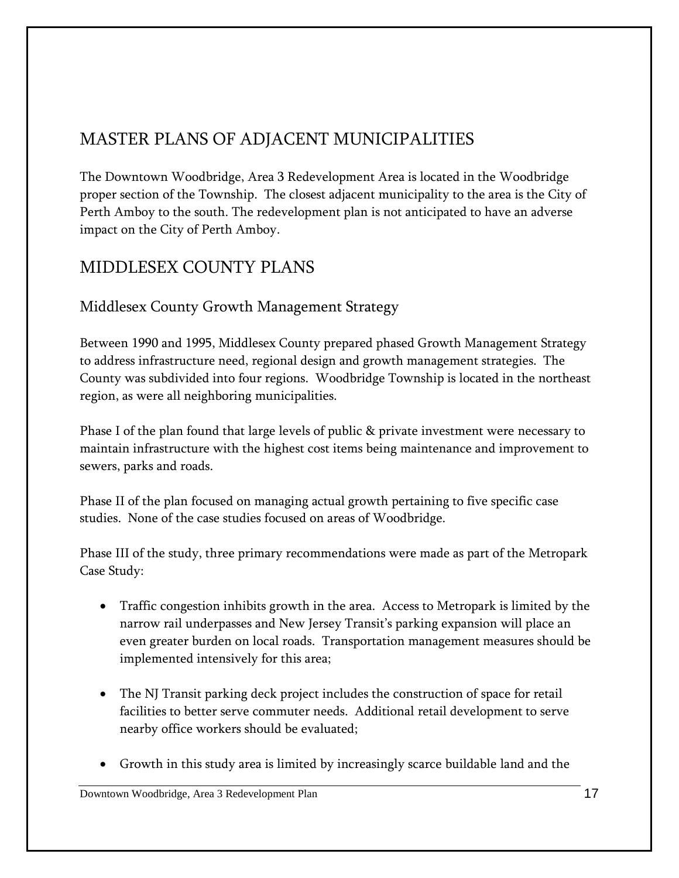## MASTER PLANS OF ADJACENT MUNICIPALITIES

The Downtown Woodbridge, Area 3 Redevelopment Area is located in the Woodbridge proper section of the Township. The closest adjacent municipality to the area is the City of Perth Amboy to the south. The redevelopment plan is not anticipated to have an adverse impact on the City of Perth Amboy.

## MIDDLESEX COUNTY PLANS

### Middlesex County Growth Management Strategy

Between 1990 and 1995, Middlesex County prepared phased Growth Management Strategy to address infrastructure need, regional design and growth management strategies. The County was subdivided into four regions. Woodbridge Township is located in the northeast region, as were all neighboring municipalities.

Phase I of the plan found that large levels of public & private investment were necessary to maintain infrastructure with the highest cost items being maintenance and improvement to sewers, parks and roads.

Phase II of the plan focused on managing actual growth pertaining to five specific case studies. None of the case studies focused on areas of Woodbridge.

Phase III of the study, three primary recommendations were made as part of the Metropark Case Study:

- Traffic congestion inhibits growth in the area. Access to Metropark is limited by the narrow rail underpasses and New Jersey Transit's parking expansion will place an even greater burden on local roads. Transportation management measures should be implemented intensively for this area;
- The NJ Transit parking deck project includes the construction of space for retail facilities to better serve commuter needs. Additional retail development to serve nearby office workers should be evaluated;
- Growth in this study area is limited by increasingly scarce buildable land and the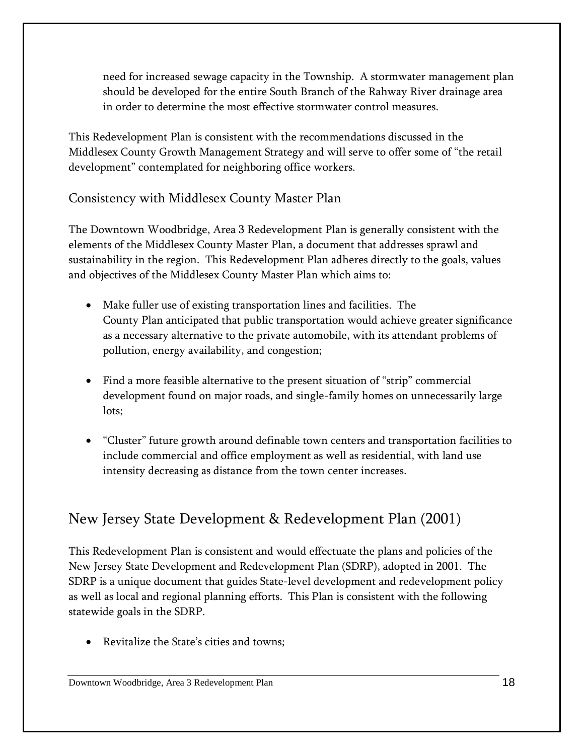need for increased sewage capacity in the Township. A stormwater management plan should be developed for the entire South Branch of the Rahway River drainage area in order to determine the most effective stormwater control measures.

This Redevelopment Plan is consistent with the recommendations discussed in the Middlesex County Growth Management Strategy and will serve to offer some of "the retail development" contemplated for neighboring office workers.

### Consistency with Middlesex County Master Plan

The Downtown Woodbridge, Area 3 Redevelopment Plan is generally consistent with the elements of the Middlesex County Master Plan, a document that addresses sprawl and sustainability in the region. This Redevelopment Plan adheres directly to the goals, values and objectives of the Middlesex County Master Plan which aims to:

- Make fuller use of existing transportation lines and facilities. The County Plan anticipated that public transportation would achieve greater significance as a necessary alternative to the private automobile, with its attendant problems of pollution, energy availability, and congestion;

- Find a more feasible alternative to the present situation of "strip" commercial development found on major roads, and single-family homes on unnecessarily large lots;

- "Cluster" future growth around definable town centers and transportation facilities to include commercial and office employment as well as residential, with land use intensity decreasing as distance from the town center increases.

## New Jersey State Development & Redevelopment Plan (2001)

This Redevelopment Plan is consistent and would effectuate the plans and policies of the New Jersey State Development and Redevelopment Plan (SDRP), adopted in 2001. The SDRP is a unique document that guides State-level development and redevelopment policy as well as local and regional planning efforts. This Plan is consistent with the following statewide goals in the SDRP.

- Revitalize the State's cities and towns;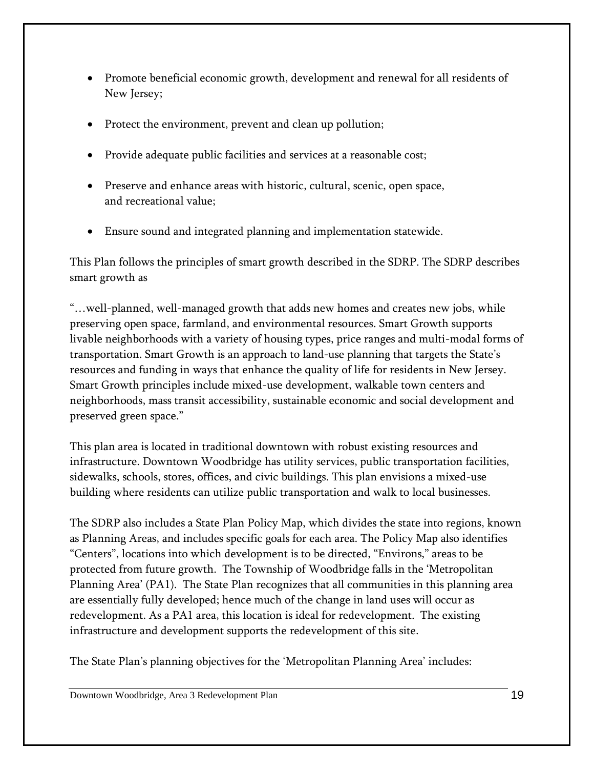- Promote beneficial economic growth, development and renewal for all residents of New Jersey;
- Protect the environment, prevent and clean up pollution;
- Provide adequate public facilities and services at a reasonable cost;
- Preserve and enhance areas with historic, cultural, scenic, open space, and recreational value;
- Ensure sound and integrated planning and implementation statewide.

This Plan follows the principles of smart growth described in the SDRP. The SDRP describes smart growth as

"…well-planned, well-managed growth that adds new homes and creates new jobs, while preserving open space, farmland, and environmental resources. Smart Growth supports livable neighborhoods with a variety of housing types, price ranges and multi-modal forms of transportation. Smart Growth is an approach to land-use planning that targets the State's resources and funding in ways that enhance the quality of life for residents in New Jersey. Smart Growth principles include mixed-use development, walkable town centers and neighborhoods, mass transit accessibility, sustainable economic and social development and preserved green space."

This plan area is located in traditional downtown with robust existing resources and infrastructure. Downtown Woodbridge has utility services, public transportation facilities, sidewalks, schools, stores, offices, and civic buildings. This plan envisions a mixed-use building where residents can utilize public transportation and walk to local businesses.

The SDRP also includes a State Plan Policy Map, which divides the state into regions, known as Planning Areas, and includes specific goals for each area. The Policy Map also identifies "Centers", locations into which development is to be directed, "Environs," areas to be protected from future growth. The Township of Woodbridge falls in the 'Metropolitan Planning Area' (PA1). The State Plan recognizes that all communities in this planning area are essentially fully developed; hence much of the change in land uses will occur as redevelopment. As a PA1 area, this location is ideal for redevelopment. The existing infrastructure and development supports the redevelopment of this site.

The State Plan's planning objectives for the 'Metropolitan Planning Area' includes: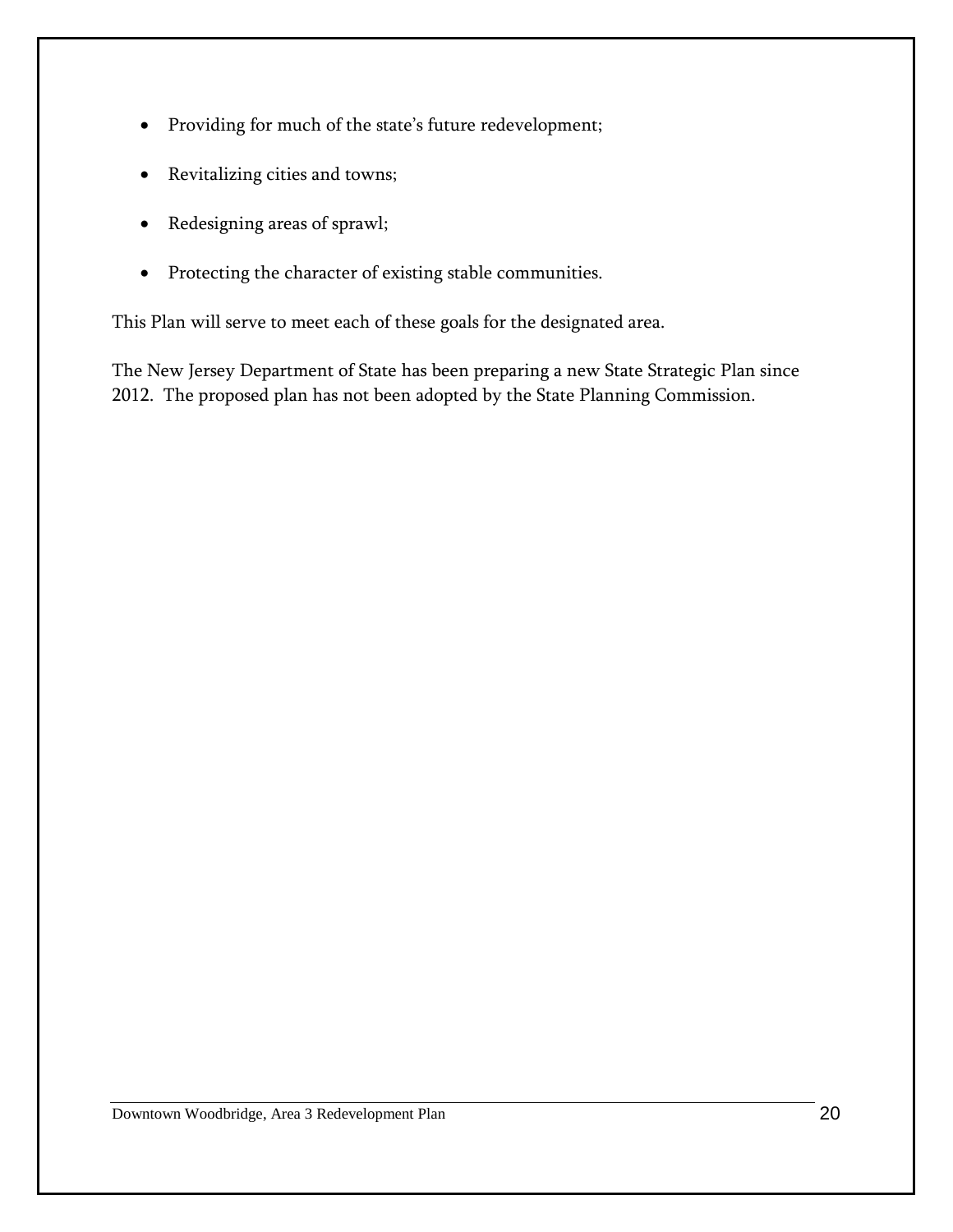- Providing for much of the state's future redevelopment;
- Revitalizing cities and towns;
- Redesigning areas of sprawl;
- Protecting the character of existing stable communities.

This Plan will serve to meet each of these goals for the designated area.

The New Jersey Department of State has been preparing a new State Strategic Plan since 2012. The proposed plan has not been adopted by the State Planning Commission.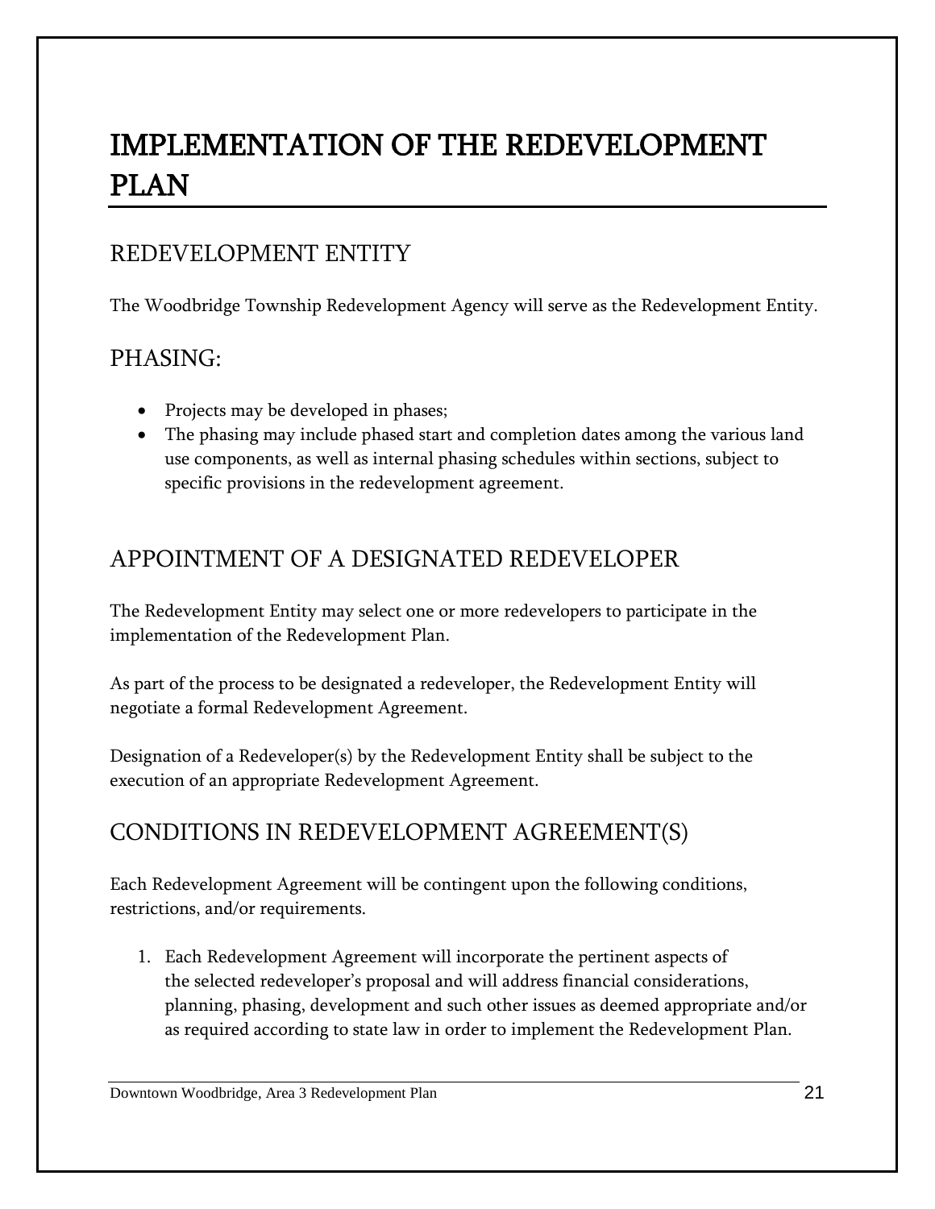# IMPLEMENTATION OF THE REDEVELOPMENT PLAN

## REDEVELOPMENT ENTITY

The Woodbridge Township Redevelopment Agency will serve as the Redevelopment Entity.

## PHASING:

- Projects may be developed in phases;
- The phasing may include phased start and completion dates among the various land use components, as well as internal phasing schedules within sections, subject to specific provisions in the redevelopment agreement.

## APPOINTMENT OF A DESIGNATED REDEVELOPER

The Redevelopment Entity may select one or more redevelopers to participate in the implementation of the Redevelopment Plan.

As part of the process to be designated a redeveloper, the Redevelopment Entity will negotiate a formal Redevelopment Agreement.

Designation of a Redeveloper(s) by the Redevelopment Entity shall be subject to the execution of an appropriate Redevelopment Agreement.

## CONDITIONS IN REDEVELOPMENT AGREEMENT(S)

Each Redevelopment Agreement will be contingent upon the following conditions, restrictions, and/or requirements.

1. Each Redevelopment Agreement will incorporate the pertinent aspects of the selected redeveloper's proposal and will address financial considerations, planning, phasing, development and such other issues as deemed appropriate and/or as required according to state law in order to implement the Redevelopment Plan.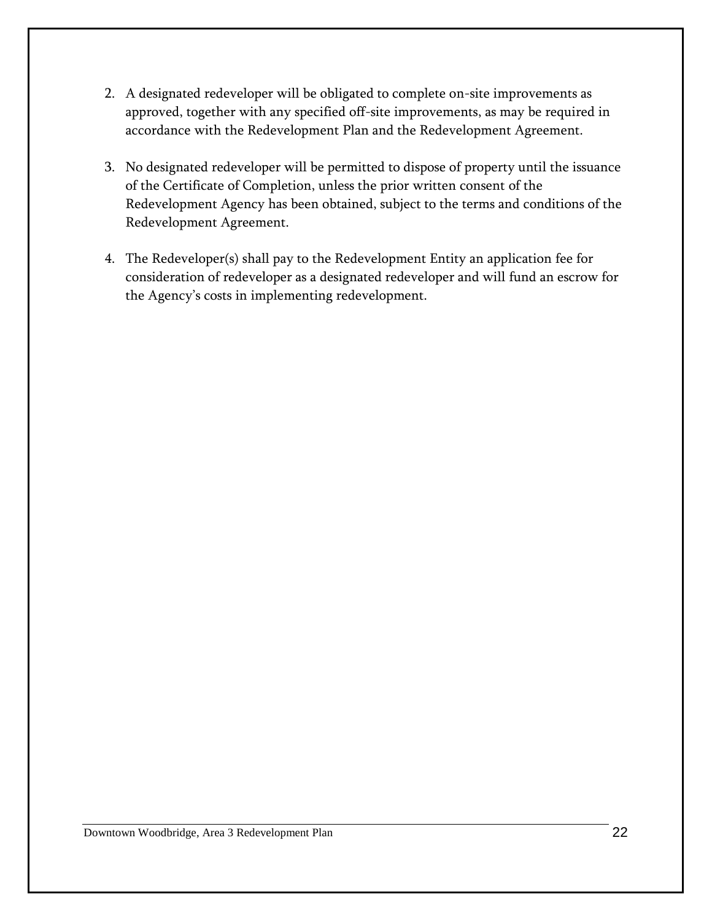2. A designated redeveloper will be obligated to complete on-site improvements as approved, together with any specified off-site improvements, as may be required in accordance with the Redevelopment Plan and the Redevelopment Agreement.

3. No designated redeveloper will be permitted to dispose of property until the issuance of the Certificate of Completion, unless the prior written consent of the Redevelopment Agency has been obtained, subject to the terms and conditions of the Redevelopment Agreement.

4. The Redeveloper(s) shall pay to the Redevelopment Entity an application fee for consideration of redeveloper as a designated redeveloper and will fund an escrow for the Agency's costs in implementing redevelopment.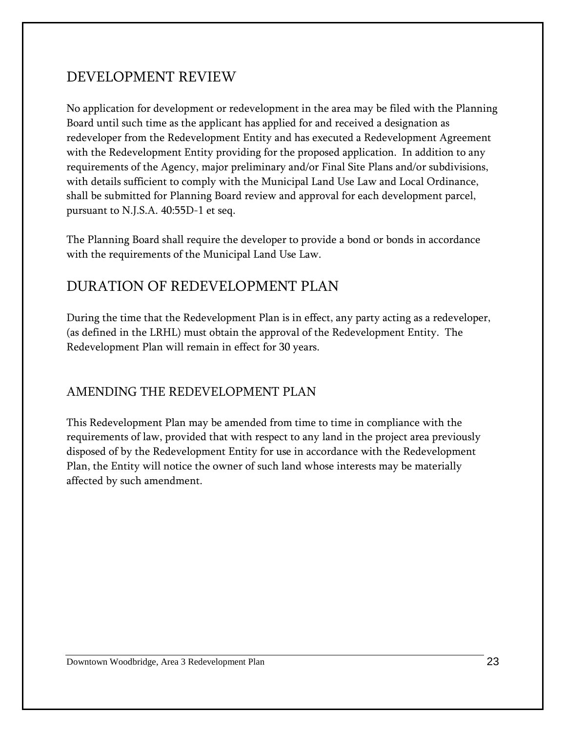## DEVELOPMENT REVIEW

No application for development or redevelopment in the area may be filed with the Planning Board until such time as the applicant has applied for and received a designation as redeveloper from the Redevelopment Entity and has executed a Redevelopment Agreement with the Redevelopment Entity providing for the proposed application. In addition to any requirements of the Agency, major preliminary and/or Final Site Plans and/or subdivisions, with details sufficient to comply with the Municipal Land Use Law and Local Ordinance, shall be submitted for Planning Board review and approval for each development parcel, pursuant to N.J.S.A. 40:55D-1 et seq.

The Planning Board shall require the developer to provide a bond or bonds in accordance with the requirements of the Municipal Land Use Law.

## DURATION OF REDEVELOPMENT PLAN

During the time that the Redevelopment Plan is in effect, any party acting as a redeveloper, (as defined in the LRHL) must obtain the approval of the Redevelopment Entity. The Redevelopment Plan will remain in effect for 30 years.

### AMENDING THE REDEVELOPMENT PLAN

This Redevelopment Plan may be amended from time to time in compliance with the requirements of law, provided that with respect to any land in the project area previously disposed of by the Redevelopment Entity for use in accordance with the Redevelopment Plan, the Entity will notice the owner of such land whose interests may be materially affected by such amendment.